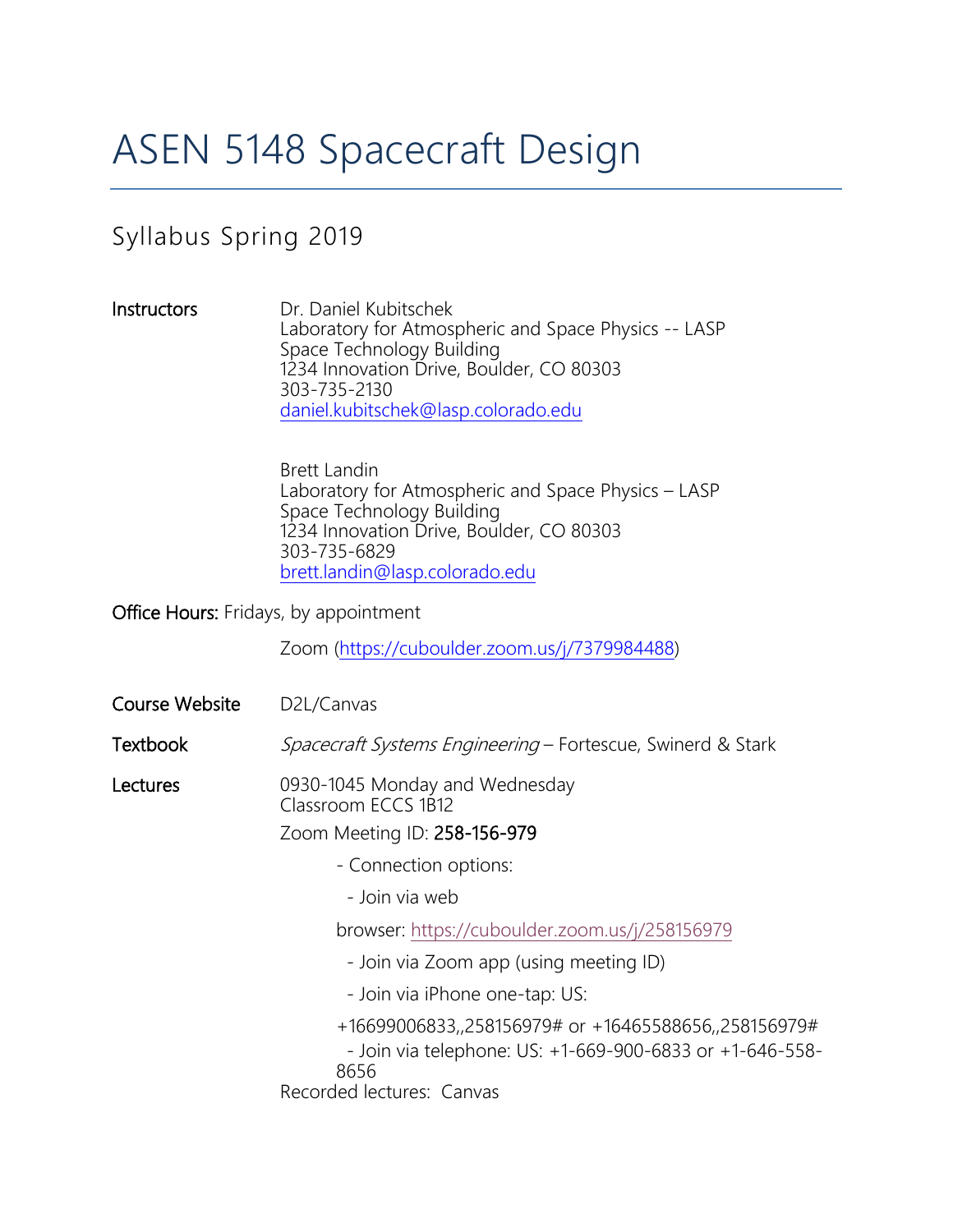# ASEN 5148 Spacecraft Design

## Syllabus Spring 2019

**Instructors**

Dr. Daniel Kubitschek
Laboratory for Atmospheric and Space Physics -- LASP
Space Technology Building
1234 Innovation Drive, Boulder, CO 80303
303-735-2130
daniel.kubitschek@lasp.colorado.edu

Brett Landin
Laboratory for Atmospheric and Space Physics – LASP
Space Technology Building
1234 Innovation Drive, Boulder, CO 80303
303-735-6829
brett.landin@lasp.colorado.edu

**Office Hours:** Fridays, by appointment

Zoom (https://cuboulder.zoom.us/j/7379984488)

**Course Website** D2L/Canvas

**Textbook** *Spacecraft Systems Engineering* – Fortescue, Swinerd & Stark

**Lectures**

0930-1045 Monday and Wednesday
Classroom ECCS 1B12

Zoom Meeting ID: **258-156-979**

- Connection options:
  - Join via web browser: https://cuboulder.zoom.us/j/258156979
  - Join via Zoom app (using meeting ID)
  - Join via iPhone one-tap: US: +16699006833,,258156979# or +16465588656,,258156979#
  - Join via telephone: US: +1-669-900-6833 or +1-646-558-8656

Recorded lectures: Canvas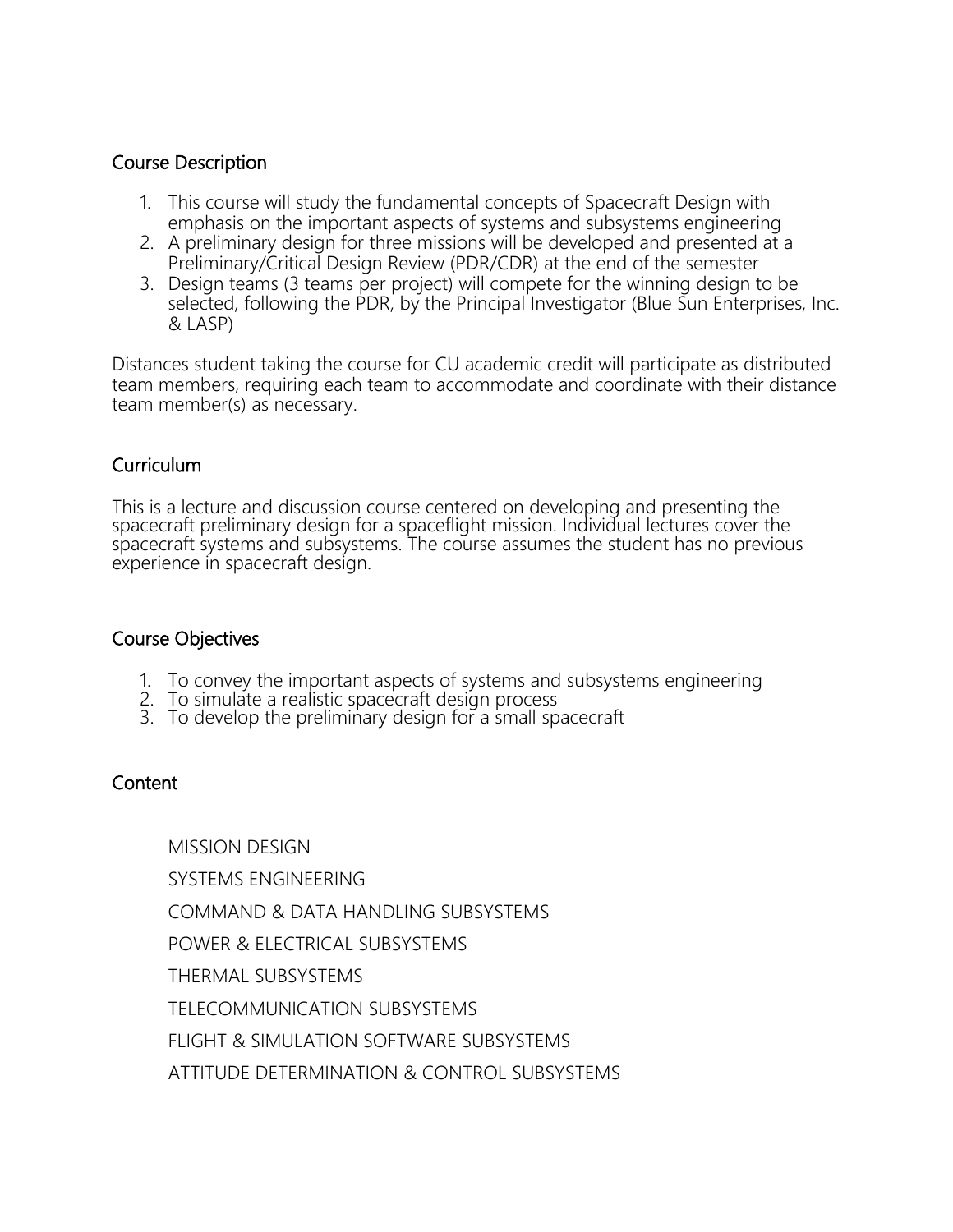## Course Description

1. This course will study the fundamental concepts of Spacecraft Design with emphasis on the important aspects of systems and subsystems engineering
2. A preliminary design for three missions will be developed and presented at a Preliminary/Critical Design Review (PDR/CDR) at the end of the semester
3. Design teams (3 teams per project) will compete for the winning design to be selected, following the PDR, by the Principal Investigator (Blue Sun Enterprises, Inc. & LASP)

Distances student taking the course for CU academic credit will participate as distributed team members, requiring each team to accommodate and coordinate with their distance team member(s) as necessary.

## Curriculum

This is a lecture and discussion course centered on developing and presenting the spacecraft preliminary design for a spaceflight mission. Individual lectures cover the spacecraft systems and subsystems. The course assumes the student has no previous experience in spacecraft design.

## Course Objectives

1. To convey the important aspects of systems and subsystems engineering
2. To simulate a realistic spacecraft design process
3. To develop the preliminary design for a small spacecraft

## Content

MISSION DESIGN

SYSTEMS ENGINEERING

COMMAND & DATA HANDLING SUBSYSTEMS

POWER & ELECTRICAL SUBSYSTEMS

THERMAL SUBSYSTEMS

TELECOMMUNICATION SUBSYSTEMS

FLIGHT & SIMULATION SOFTWARE SUBSYSTEMS

ATTITUDE DETERMINATION & CONTROL SUBSYSTEMS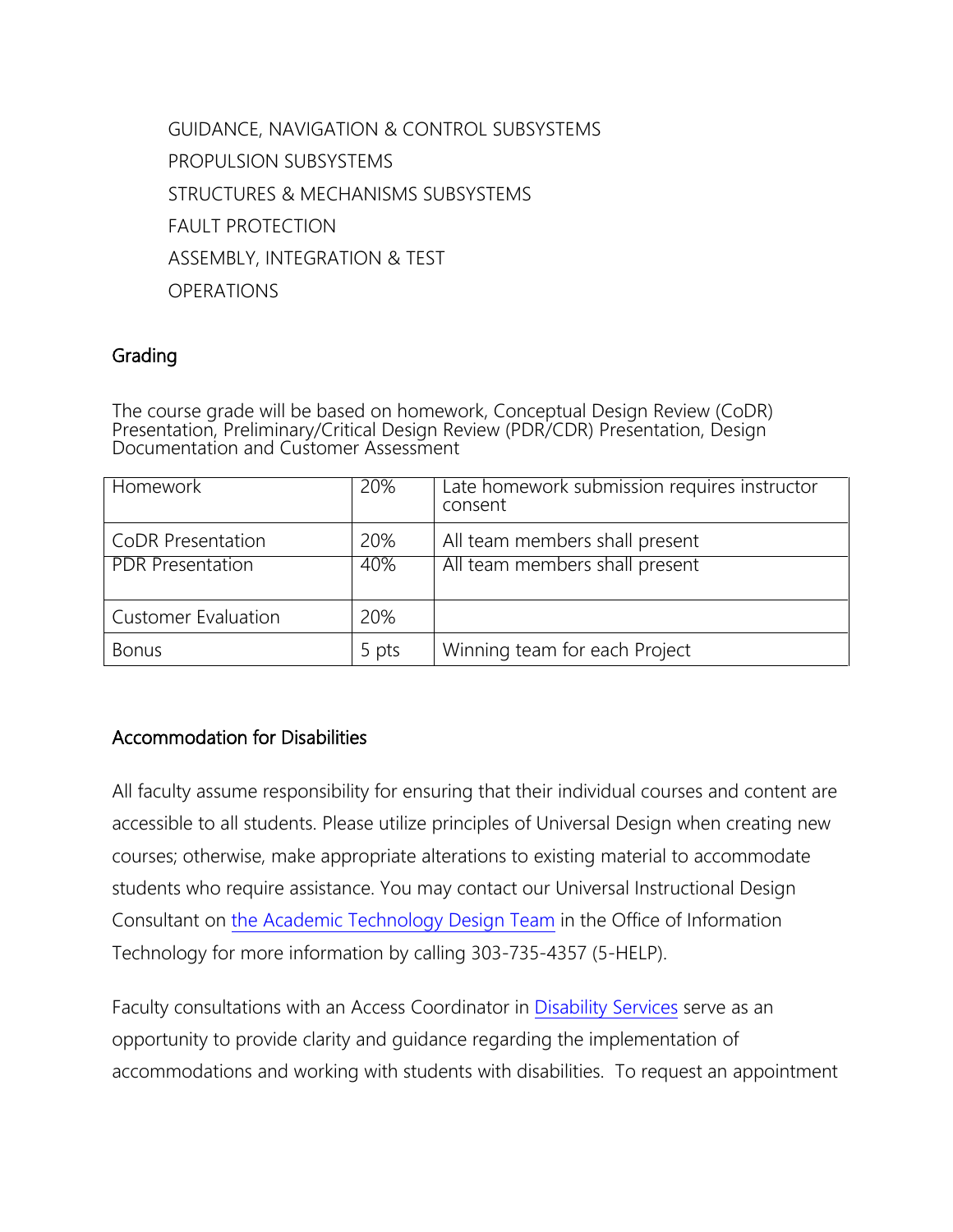GUIDANCE, NAVIGATION & CONTROL SUBSYSTEMS

PROPULSION SUBSYSTEMS

STRUCTURES & MECHANISMS SUBSYSTEMS

FAULT PROTECTION

ASSEMBLY, INTEGRATION & TEST

OPERATIONS

## Grading

The course grade will be based on homework, Conceptual Design Review (CoDR) Presentation, Preliminary/Critical Design Review (PDR/CDR) Presentation, Design Documentation and Customer Assessment

| Homework | 20% | Late homework submission requires instructor consent |
|---|---|---|
| CoDR Presentation | 20% | All team members shall present |
| PDR Presentation | 40% | All team members shall present |
| Customer Evaluation | 20% | |
| Bonus | 5 pts | Winning team for each Project |

## Accommodation for Disabilities

All faculty assume responsibility for ensuring that their individual courses and content are accessible to all students. Please utilize principles of Universal Design when creating new courses; otherwise, make appropriate alterations to existing material to accommodate students who require assistance. You may contact our Universal Instructional Design Consultant on [the Academic Technology Design Team] in the Office of Information Technology for more information by calling 303-735-4357 (5-HELP).

Faculty consultations with an Access Coordinator in [Disability Services] serve as an opportunity to provide clarity and guidance regarding the implementation of accommodations and working with students with disabilities.  To request an appointment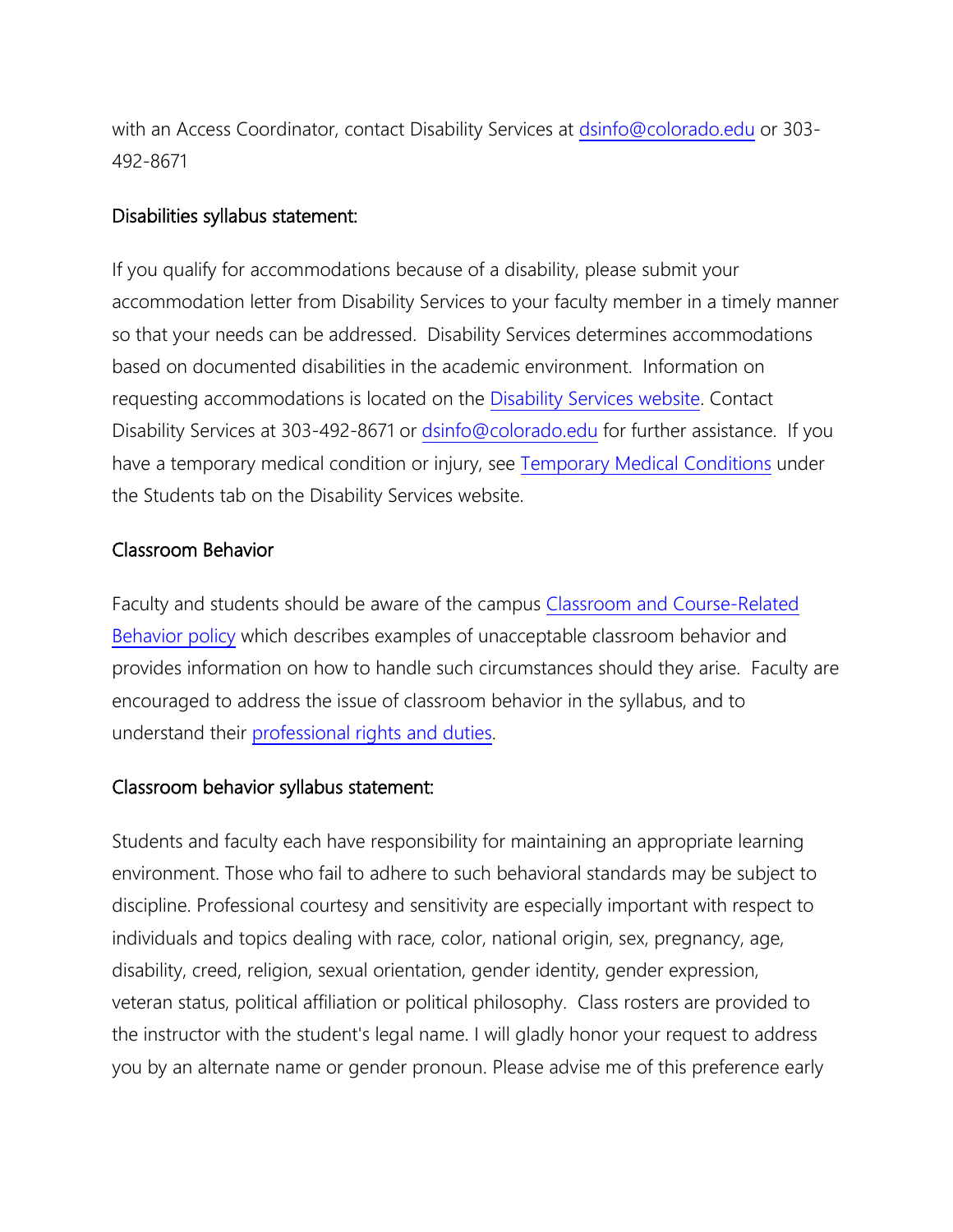with an Access Coordinator, contact Disability Services at dsinfo@colorado.edu or 303-492-8671

### Disabilities syllabus statement:

If you qualify for accommodations because of a disability, please submit your accommodation letter from Disability Services to your faculty member in a timely manner so that your needs can be addressed. Disability Services determines accommodations based on documented disabilities in the academic environment. Information on requesting accommodations is located on the Disability Services website. Contact Disability Services at 303-492-8671 or dsinfo@colorado.edu for further assistance. If you have a temporary medical condition or injury, see Temporary Medical Conditions under the Students tab on the Disability Services website.

### Classroom Behavior

Faculty and students should be aware of the campus Classroom and Course-Related Behavior policy which describes examples of unacceptable classroom behavior and provides information on how to handle such circumstances should they arise. Faculty are encouraged to address the issue of classroom behavior in the syllabus, and to understand their professional rights and duties.

### Classroom behavior syllabus statement:

Students and faculty each have responsibility for maintaining an appropriate learning environment. Those who fail to adhere to such behavioral standards may be subject to discipline. Professional courtesy and sensitivity are especially important with respect to individuals and topics dealing with race, color, national origin, sex, pregnancy, age, disability, creed, religion, sexual orientation, gender identity, gender expression, veteran status, political affiliation or political philosophy. Class rosters are provided to the instructor with the student's legal name. I will gladly honor your request to address you by an alternate name or gender pronoun. Please advise me of this preference early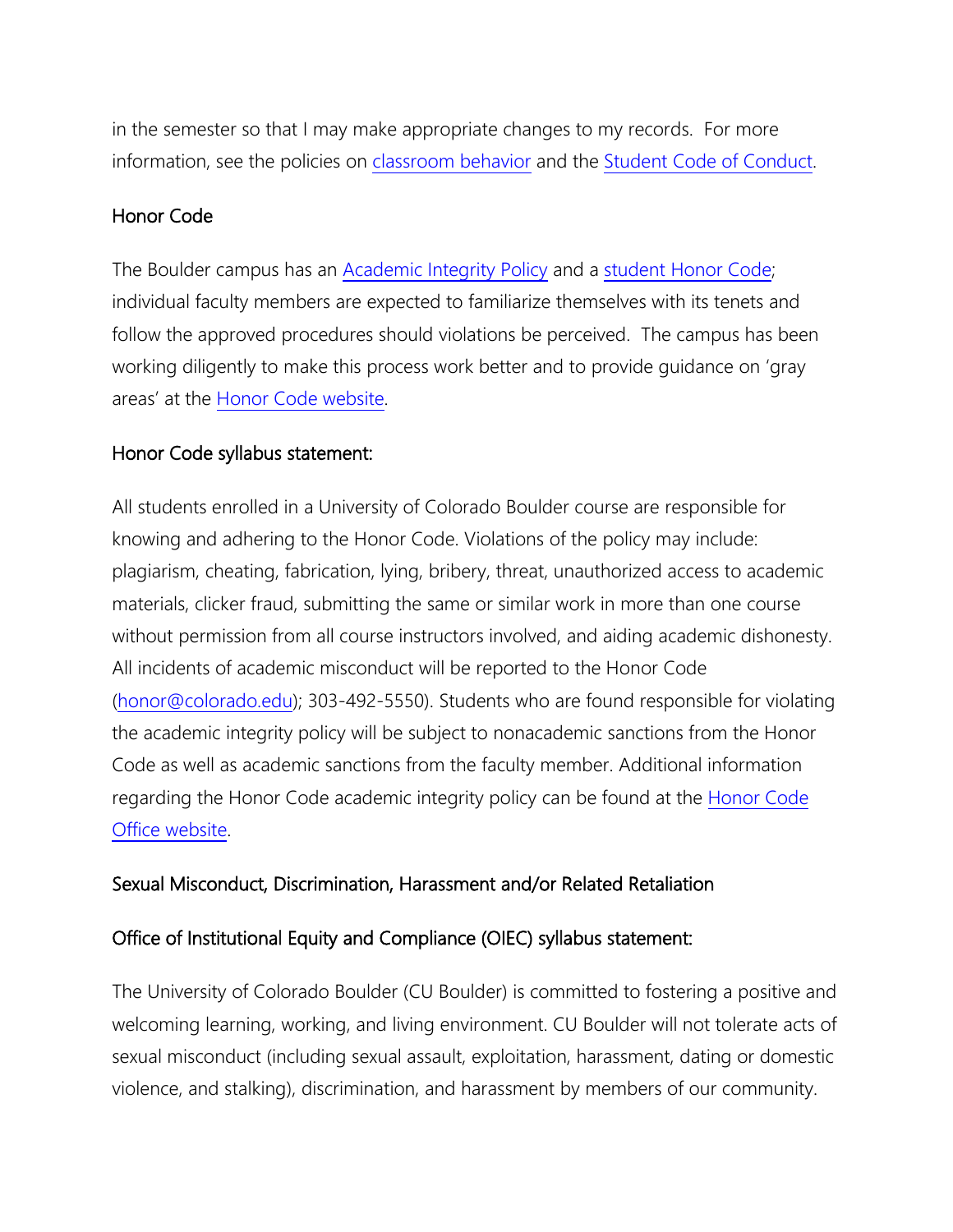in the semester so that I may make appropriate changes to my records. For more information, see the policies on classroom behavior and the Student Code of Conduct.

## Honor Code

The Boulder campus has an Academic Integrity Policy and a student Honor Code; individual faculty members are expected to familiarize themselves with its tenets and follow the approved procedures should violations be perceived. The campus has been working diligently to make this process work better and to provide guidance on 'gray areas' at the Honor Code website.

### Honor Code syllabus statement:

All students enrolled in a University of Colorado Boulder course are responsible for knowing and adhering to the Honor Code. Violations of the policy may include: plagiarism, cheating, fabrication, lying, bribery, threat, unauthorized access to academic materials, clicker fraud, submitting the same or similar work in more than one course without permission from all course instructors involved, and aiding academic dishonesty. All incidents of academic misconduct will be reported to the Honor Code (honor@colorado.edu); 303-492-5550). Students who are found responsible for violating the academic integrity policy will be subject to nonacademic sanctions from the Honor Code as well as academic sanctions from the faculty member. Additional information regarding the Honor Code academic integrity policy can be found at the Honor Code Office website.

## Sexual Misconduct, Discrimination, Harassment and/or Related Retaliation

### Office of Institutional Equity and Compliance (OIEC) syllabus statement:

The University of Colorado Boulder (CU Boulder) is committed to fostering a positive and welcoming learning, working, and living environment. CU Boulder will not tolerate acts of sexual misconduct (including sexual assault, exploitation, harassment, dating or domestic violence, and stalking), discrimination, and harassment by members of our community.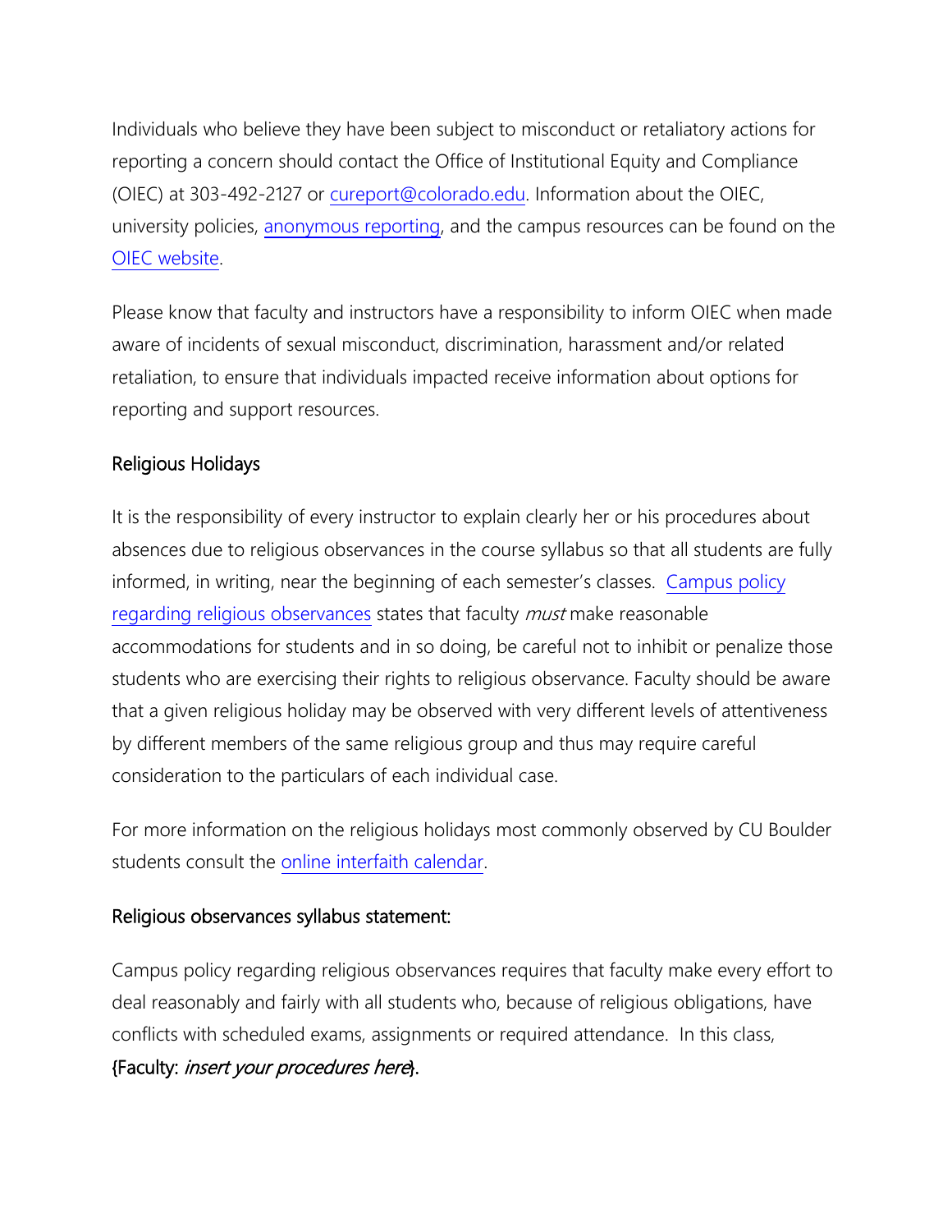Individuals who believe they have been subject to misconduct or retaliatory actions for reporting a concern should contact the Office of Institutional Equity and Compliance (OIEC) at 303-492-2127 or cureport@colorado.edu. Information about the OIEC, university policies, anonymous reporting, and the campus resources can be found on the OIEC website.

Please know that faculty and instructors have a responsibility to inform OIEC when made aware of incidents of sexual misconduct, discrimination, harassment and/or related retaliation, to ensure that individuals impacted receive information about options for reporting and support resources.

### Religious Holidays

It is the responsibility of every instructor to explain clearly her or his procedures about absences due to religious observances in the course syllabus so that all students are fully informed, in writing, near the beginning of each semester's classes. Campus policy regarding religious observances states that faculty *must* make reasonable accommodations for students and in so doing, be careful not to inhibit or penalize those students who are exercising their rights to religious observance. Faculty should be aware that a given religious holiday may be observed with very different levels of attentiveness by different members of the same religious group and thus may require careful consideration to the particulars of each individual case.

For more information on the religious holidays most commonly observed by CU Boulder students consult the online interfaith calendar.

### Religious observances syllabus statement:

Campus policy regarding religious observances requires that faculty make every effort to deal reasonably and fairly with all students who, because of religious obligations, have conflicts with scheduled exams, assignments or required attendance. In this class, {Faculty: *insert your procedures here*}.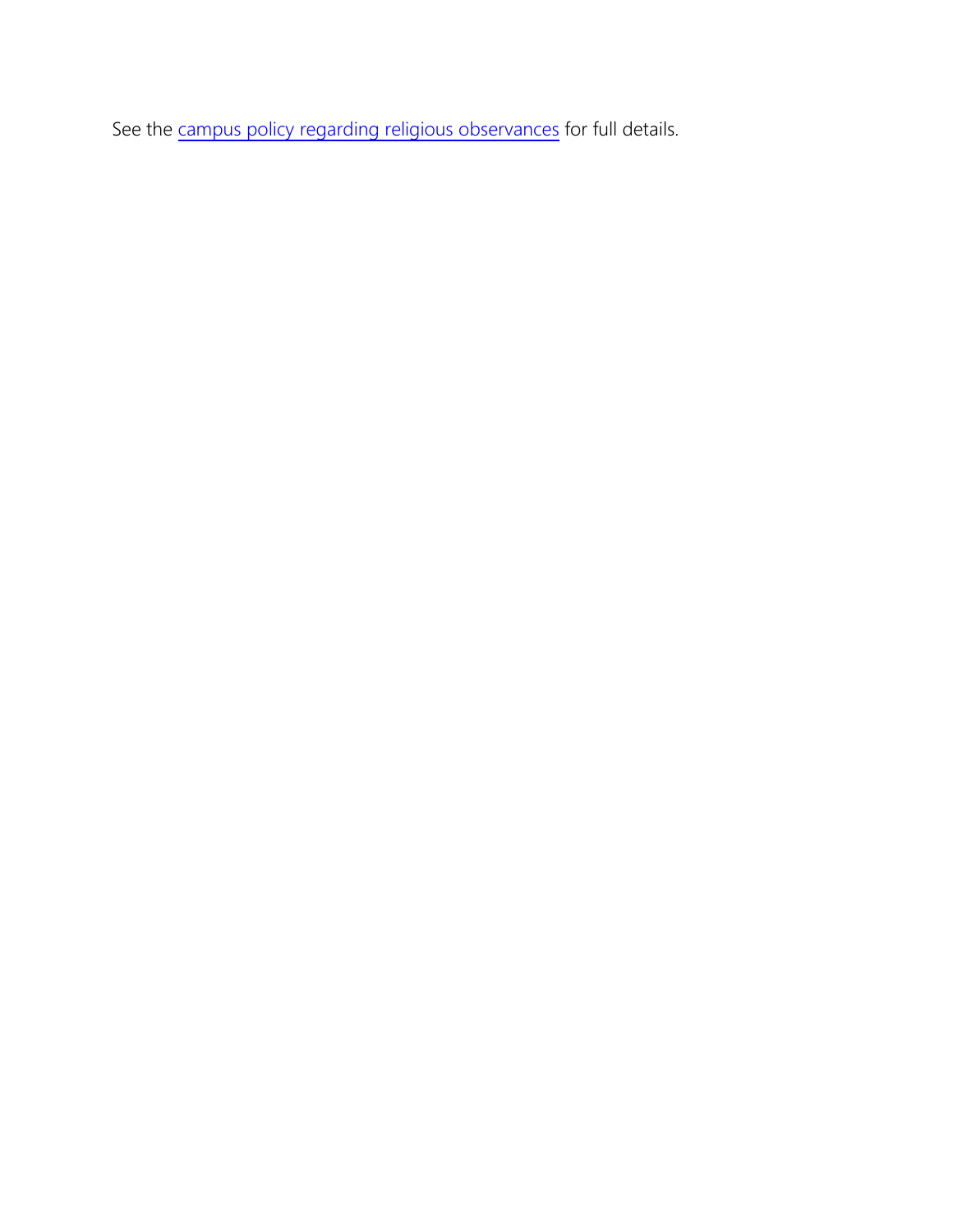See the campus policy regarding religious observances for full details.